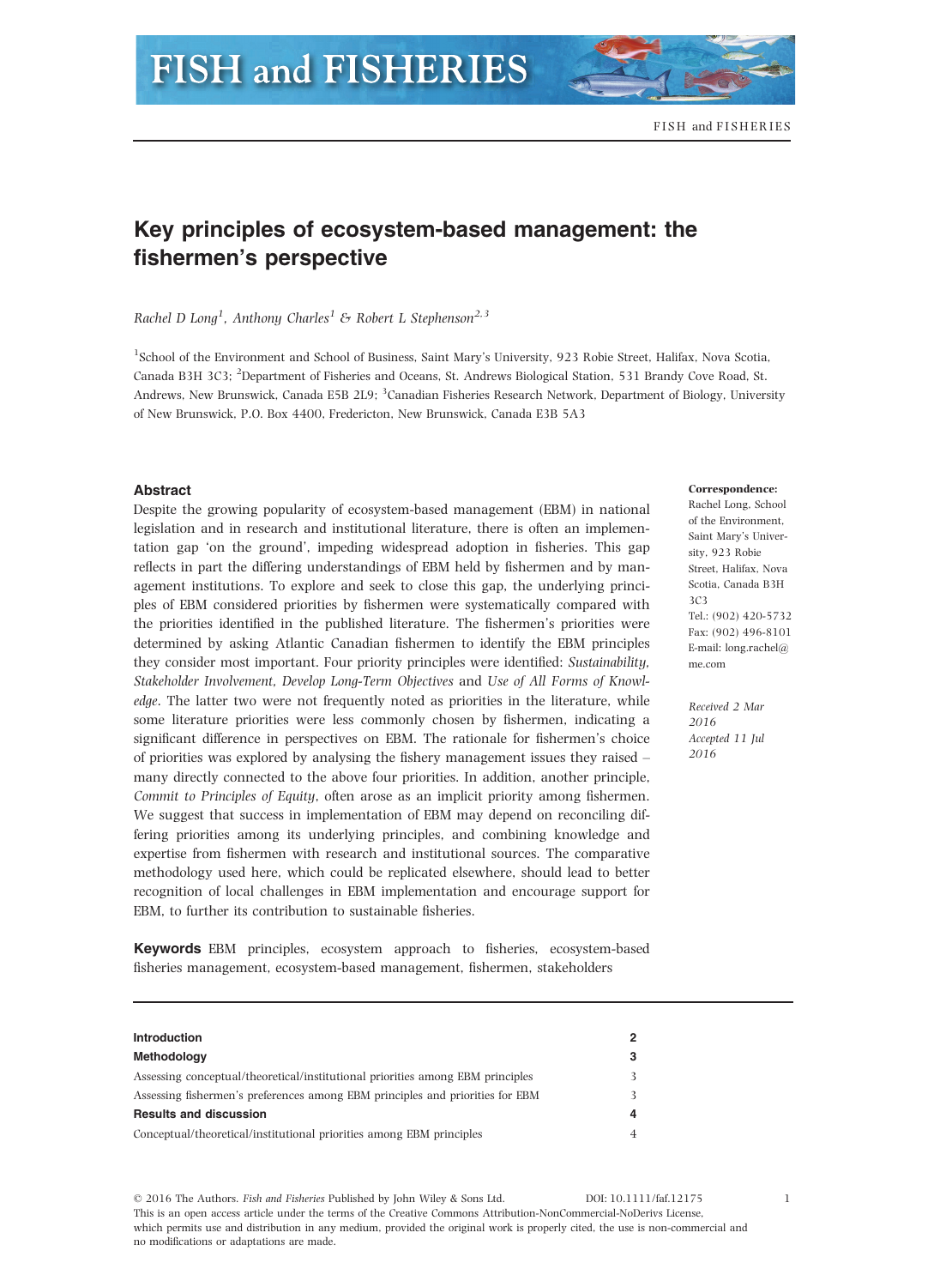# Key principles of ecosystem-based management: the fishermen's perspective

*Rachel D Long*[1], *Anthony Charles*[1] & *Robert L Stephenson*[2,3]

[1]School of the Environment and School of Business, Saint Mary's University, 923 Robie Street, Halifax, Nova Scotia, Canada B3H 3C3; [2]Department of Fisheries and Oceans, St. Andrews Biological Station, 531 Brandy Cove Road, St. Andrews, New Brunswick, Canada E5B 2L9; [3]Canadian Fisheries Research Network, Department of Biology, University of New Brunswick, P.O. Box 4400, Fredericton, New Brunswick, Canada E3B 5A3

**Correspondence:**
Rachel Long, School of the Environment, Saint Mary's University, 923 Robie Street, Halifax, Nova Scotia, Canada B3H 3C3
Tel.: (902) 420-5732
Fax: (902) 496-8101
E-mail: long.rachel@me.com

*Received 2 Mar 2016*
*Accepted 11 Jul 2016*

## Abstract

Despite the growing popularity of ecosystem-based management (EBM) in national legislation and in research and institutional literature, there is often an implementation gap 'on the ground', impeding widespread adoption in fisheries. This gap reflects in part the differing understandings of EBM held by fishermen and by management institutions. To explore and seek to close this gap, the underlying principles of EBM considered priorities by fishermen were systematically compared with the priorities identified in the published literature. The fishermen's priorities were determined by asking Atlantic Canadian fishermen to identify the EBM principles they consider most important. Four priority principles were identified: *Sustainability, Stakeholder Involvement, Develop Long-Term Objectives* and *Use of All Forms of Knowledge*. The latter two were not frequently noted as priorities in the literature, while some literature priorities were less commonly chosen by fishermen, indicating a significant difference in perspectives on EBM. The rationale for fishermen's choice of priorities was explored by analysing the fishery management issues they raised – many directly connected to the above four priorities. In addition, another principle, *Commit to Principles of Equity*, often arose as an implicit priority among fishermen. We suggest that success in implementation of EBM may depend on reconciling differing priorities among its underlying principles, and combining knowledge and expertise from fishermen with research and institutional sources. The comparative methodology used here, which could be replicated elsewhere, should lead to better recognition of local challenges in EBM implementation and encourage support for EBM, to further its contribution to sustainable fisheries.

**Keywords** EBM principles, ecosystem approach to fisheries, ecosystem-based fisheries management, ecosystem-based management, fishermen, stakeholders

| | |
|---|---|
| **Introduction** | **2** |
| **Methodology** | **3** |
| Assessing conceptual/theoretical/institutional priorities among EBM principles | 3 |
| Assessing fishermen's preferences among EBM principles and priorities for EBM | 3 |
| **Results and discussion** | **4** |
| Conceptual/theoretical/institutional priorities among EBM principles | 4 |

© 2016 The Authors. *Fish and Fisheries* Published by John Wiley & Sons Ltd. DOI: 10.1111/faf.12175
This is an open access article under the terms of the Creative Commons Attribution-NonCommercial-NoDerivs License, which permits use and distribution in any medium, provided the original work is properly cited, the use is non-commercial and no modifications or adaptations are made.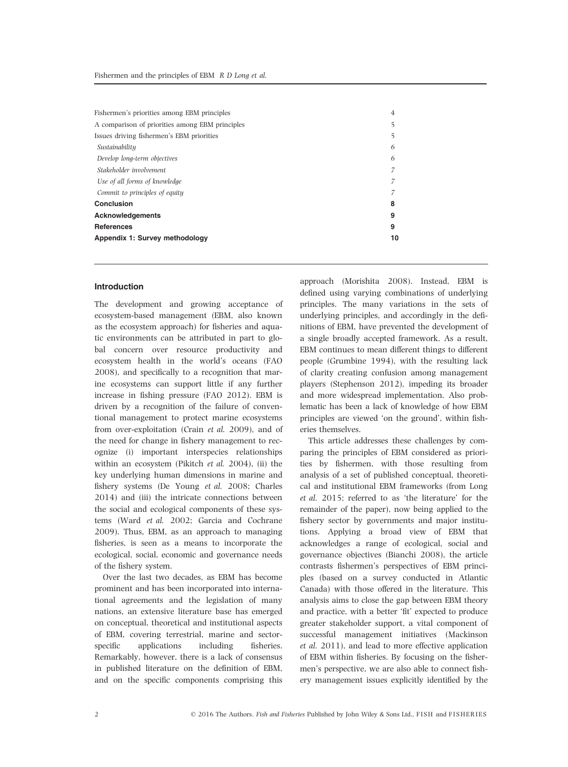| | |
|---|---|
| Fishermen's priorities among EBM principles | 4 |
| A comparison of priorities among EBM principles | 5 |
| Issues driving fishermen's EBM priorities | 5 |
| *Sustainability* | 6 |
| *Develop long-term objectives* | 6 |
| *Stakeholder involvement* | 7 |
| *Use of all forms of knowledge* | 7 |
| *Commit to principles of equity* | 7 |
| **Conclusion** | **8** |
| **Acknowledgements** | **9** |
| **References** | **9** |
| **Appendix 1: Survey methodology** | **10** |

## Introduction

The development and growing acceptance of ecosystem-based management (EBM, also known as the ecosystem approach) for fisheries and aquatic environments can be attributed in part to global concern over resource productivity and ecosystem health in the world's oceans (FAO 2008), and specifically to a recognition that marine ecosystems can support little if any further increase in fishing pressure (FAO 2012). EBM is driven by a recognition of the failure of conventional management to protect marine ecosystems from over-exploitation (Crain *et al.* 2009), and of the need for change in fishery management to recognize (i) important interspecies relationships within an ecosystem (Pikitch *et al.* 2004), (ii) the key underlying human dimensions in marine and fishery systems (De Young *et al.* 2008; Charles 2014) and (iii) the intricate connections between the social and ecological components of these systems (Ward *et al.* 2002; Garcia and Cochrane 2009). Thus, EBM, as an approach to managing fisheries, is seen as a means to incorporate the ecological, social, economic and governance needs of the fishery system.

Over the last two decades, as EBM has become prominent and has been incorporated into international agreements and the legislation of many nations, an extensive literature base has emerged on conceptual, theoretical and institutional aspects of EBM, covering terrestrial, marine and sector-specific applications including fisheries. Remarkably, however, there is a lack of consensus in published literature on the definition of EBM, and on the specific components comprising this approach (Morishita 2008). Instead, EBM is defined using varying combinations of underlying principles. The many variations in the sets of underlying principles, and accordingly in the definitions of EBM, have prevented the development of a single broadly accepted framework. As a result, EBM continues to mean different things to different people (Grumbine 1994), with the resulting lack of clarity creating confusion among management players (Stephenson 2012), impeding its broader and more widespread implementation. Also problematic has been a lack of knowledge of how EBM principles are viewed 'on the ground', within fisheries themselves.

This article addresses these challenges by comparing the principles of EBM considered as priorities by fishermen, with those resulting from analysis of a set of published conceptual, theoretical and institutional EBM frameworks (from Long *et al.* 2015; referred to as 'the literature' for the remainder of the paper), now being applied to the fishery sector by governments and major institutions. Applying a broad view of EBM that acknowledges a range of ecological, social and governance objectives (Bianchi 2008), the article contrasts fishermen's perspectives of EBM principles (based on a survey conducted in Atlantic Canada) with those offered in the literature. This analysis aims to close the gap between EBM theory and practice, with a better 'fit' expected to produce greater stakeholder support, a vital component of successful management initiatives (Mackinson *et al.* 2011), and lead to more effective application of EBM within fisheries. By focusing on the fishermen's perspective, we are also able to connect fishery management issues explicitly identified by the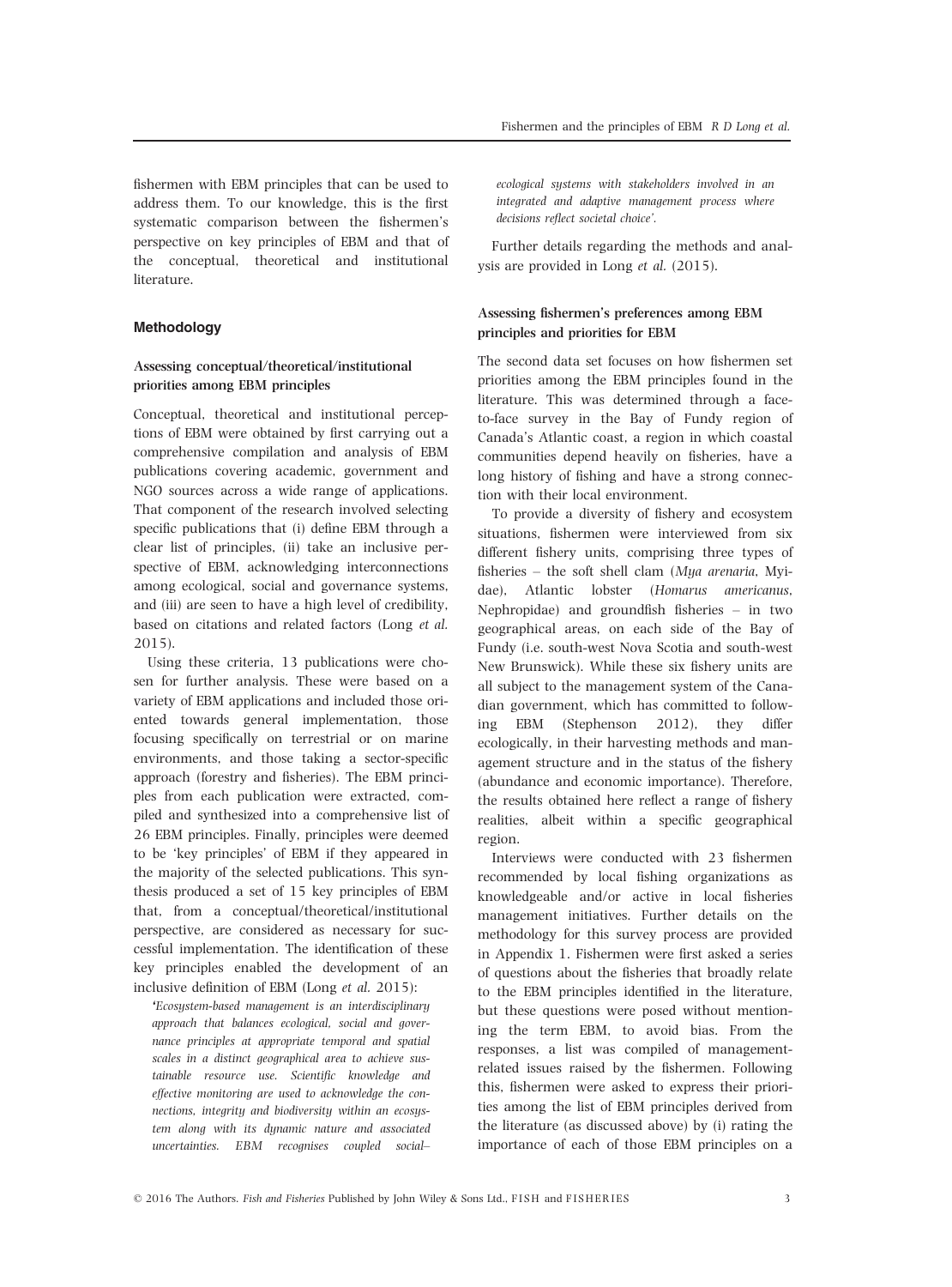fishermen with EBM principles that can be used to address them. To our knowledge, this is the first systematic comparison between the fishermen's perspective on key principles of EBM and that of the conceptual, theoretical and institutional literature.

## Methodology

### Assessing conceptual/theoretical/institutional priorities among EBM principles

Conceptual, theoretical and institutional perceptions of EBM were obtained by first carrying out a comprehensive compilation and analysis of EBM publications covering academic, government and NGO sources across a wide range of applications. That component of the research involved selecting specific publications that (i) define EBM through a clear list of principles, (ii) take an inclusive perspective of EBM, acknowledging interconnections among ecological, social and governance systems, and (iii) are seen to have a high level of credibility, based on citations and related factors (Long *et al.* 2015).

Using these criteria, 13 publications were chosen for further analysis. These were based on a variety of EBM applications and included those oriented towards general implementation, those focusing specifically on terrestrial or on marine environments, and those taking a sector-specific approach (forestry and fisheries). The EBM principles from each publication were extracted, compiled and synthesized into a comprehensive list of 26 EBM principles. Finally, principles were deemed to be 'key principles' of EBM if they appeared in the majority of the selected publications. This synthesis produced a set of 15 key principles of EBM that, from a conceptual/theoretical/institutional perspective, are considered as necessary for successful implementation. The identification of these key principles enabled the development of an inclusive definition of EBM (Long *et al.* 2015):

> *'Ecosystem-based management is an interdisciplinary approach that balances ecological, social and governance principles at appropriate temporal and spatial scales in a distinct geographical area to achieve sustainable resource use. Scientific knowledge and effective monitoring are used to acknowledge the connections, integrity and biodiversity within an ecosystem along with its dynamic nature and associated uncertainties. EBM recognises coupled social–ecological systems with stakeholders involved in an integrated and adaptive management process where decisions reflect societal choice'.*

Further details regarding the methods and analysis are provided in Long *et al.* (2015).

### Assessing fishermen's preferences among EBM principles and priorities for EBM

The second data set focuses on how fishermen set priorities among the EBM principles found in the literature. This was determined through a face-to-face survey in the Bay of Fundy region of Canada's Atlantic coast, a region in which coastal communities depend heavily on fisheries, have a long history of fishing and have a strong connection with their local environment.

To provide a diversity of fishery and ecosystem situations, fishermen were interviewed from six different fishery units, comprising three types of fisheries – the soft shell clam (*Mya arenaria*, Myidae), Atlantic lobster (*Homarus americanus*, Nephropidae) and groundfish fisheries – in two geographical areas, on each side of the Bay of Fundy (i.e. south-west Nova Scotia and south-west New Brunswick). While these six fishery units are all subject to the management system of the Canadian government, which has committed to following EBM (Stephenson 2012), they differ ecologically, in their harvesting methods and management structure and in the status of the fishery (abundance and economic importance). Therefore, the results obtained here reflect a range of fishery realities, albeit within a specific geographical region.

Interviews were conducted with 23 fishermen recommended by local fishing organizations as knowledgeable and/or active in local fisheries management initiatives. Further details on the methodology for this survey process are provided in Appendix 1. Fishermen were first asked a series of questions about the fisheries that broadly relate to the EBM principles identified in the literature, but these questions were posed without mentioning the term EBM, to avoid bias. From the responses, a list was compiled of management-related issues raised by the fishermen. Following this, fishermen were asked to express their priorities among the list of EBM principles derived from the literature (as discussed above) by (i) rating the importance of each of those EBM principles on a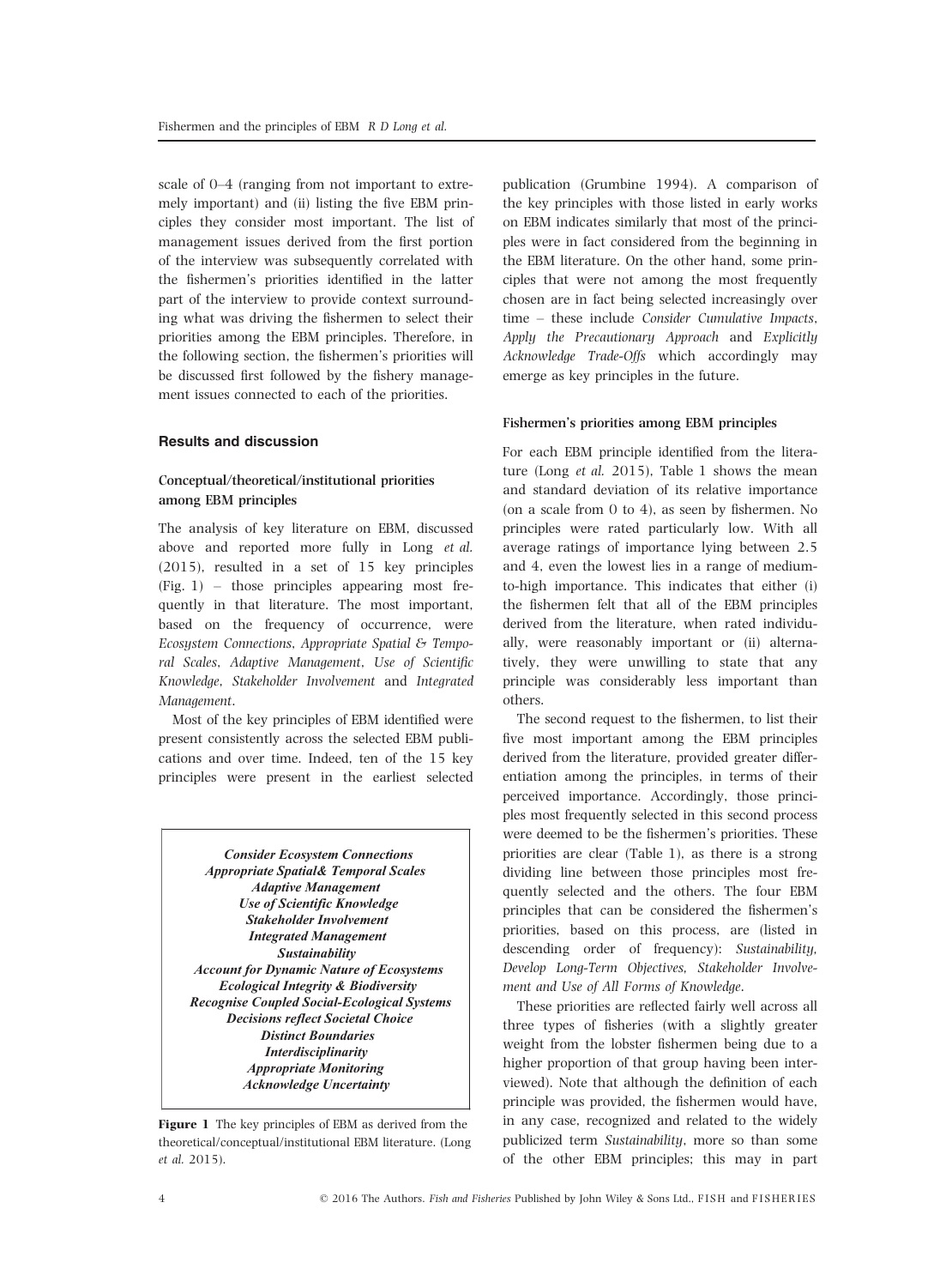scale of 0–4 (ranging from not important to extremely important) and (ii) listing the five EBM principles they consider most important. The list of management issues derived from the first portion of the interview was subsequently correlated with the fishermen's priorities identified in the latter part of the interview to provide context surrounding what was driving the fishermen to select their priorities among the EBM principles. Therefore, in the following section, the fishermen's priorities will be discussed first followed by the fishery management issues connected to each of the priorities.

## Results and discussion

### Conceptual/theoretical/institutional priorities among EBM principles

The analysis of key literature on EBM, discussed above and reported more fully in Long *et al.* (2015), resulted in a set of 15 key principles (Fig. 1) – those principles appearing most frequently in that literature. The most important, based on the frequency of occurrence, were *Ecosystem Connections*, *Appropriate Spatial & Temporal Scales*, *Adaptive Management*, *Use of Scientific Knowledge*, *Stakeholder Involvement* and *Integrated Management*.

Most of the key principles of EBM identified were present consistently across the selected EBM publications and over time. Indeed, ten of the 15 key principles were present in the earliest selected publication (Grumbine 1994). A comparison of the key principles with those listed in early works on EBM indicates similarly that most of the principles were in fact considered from the beginning in the EBM literature. On the other hand, some principles that were not among the most frequently chosen are in fact being selected increasingly over time – these include *Consider Cumulative Impacts*, *Apply the Precautionary Approach* and *Explicitly Acknowledge Trade-Offs* which accordingly may emerge as key principles in the future.

***Consider Ecosystem Connections***
***Appropriate Spatial& Temporal Scales***
***Adaptive Management***
***Use of Scientific Knowledge***
***Stakeholder Involvement***
***Integrated Management***
***Sustainability***
***Account for Dynamic Nature of Ecosystems***
***Ecological Integrity & Biodiversity***
***Recognise Coupled Social-Ecological Systems***
***Decisions reflect Societal Choice***
***Distinct Boundaries***
***Interdisciplinarity***
***Appropriate Monitoring***
***Acknowledge Uncertainty***

**Figure 1** The key principles of EBM as derived from the theoretical/conceptual/institutional EBM literature. (Long *et al.* 2015).

### Fishermen's priorities among EBM principles

For each EBM principle identified from the literature (Long *et al.* 2015), Table 1 shows the mean and standard deviation of its relative importance (on a scale from 0 to 4), as seen by fishermen. No principles were rated particularly low. With all average ratings of importance lying between 2.5 and 4, even the lowest lies in a range of medium-to-high importance. This indicates that either (i) the fishermen felt that all of the EBM principles derived from the literature, when rated individually, were reasonably important or (ii) alternatively, they were unwilling to state that any principle was considerably less important than others.

The second request to the fishermen, to list their five most important among the EBM principles derived from the literature, provided greater differentiation among the principles, in terms of their perceived importance. Accordingly, those principles most frequently selected in this second process were deemed to be the fishermen's priorities. These priorities are clear (Table 1), as there is a strong dividing line between those principles most frequently selected and the others. The four EBM principles that can be considered the fishermen's priorities, based on this process, are (listed in descending order of frequency): *Sustainability*, *Develop Long-Term Objectives*, *Stakeholder Involvement and Use of All Forms of Knowledge*.

These priorities are reflected fairly well across all three types of fisheries (with a slightly greater weight from the lobster fishermen being due to a higher proportion of that group having been interviewed). Note that although the definition of each principle was provided, the fishermen would have, in any case, recognized and related to the widely publicized term *Sustainability*, more so than some of the other EBM principles; this may in part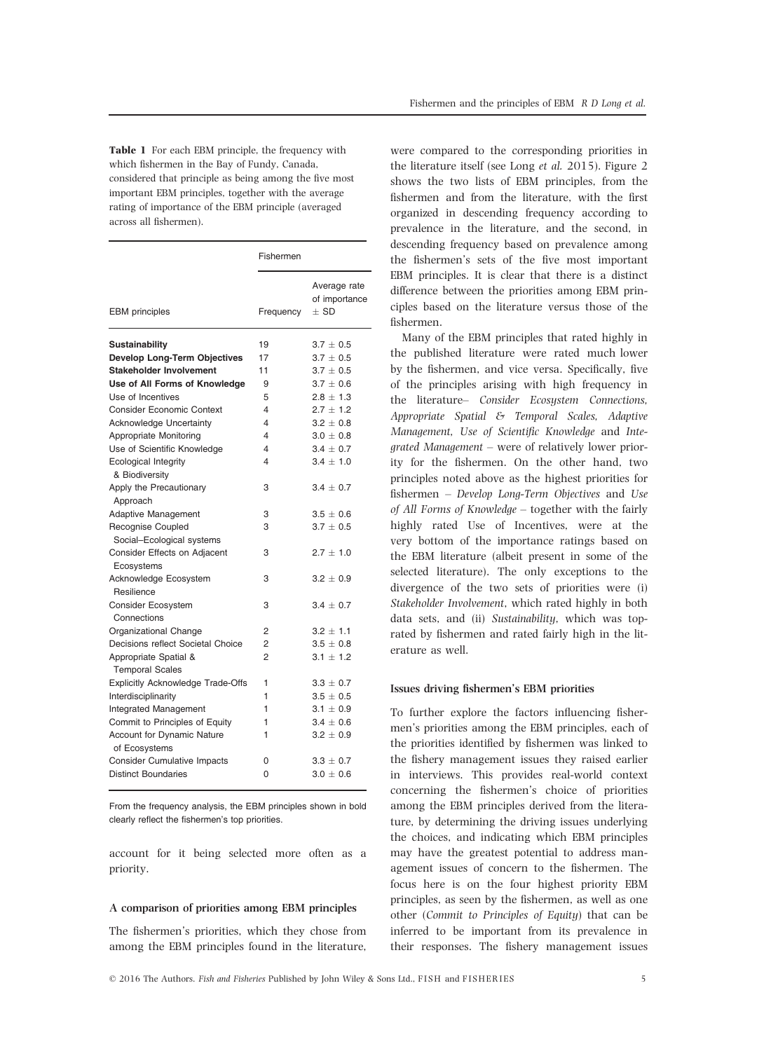**Table 1** For each EBM principle, the frequency with which fishermen in the Bay of Fundy, Canada, considered that principle as being among the five most important EBM principles, together with the average rating of importance of the EBM principle (averaged across all fishermen).

| | Fishermen | |
|---|---|---|
| EBM principles | Frequency | Average rate of importance ± SD |
| **Sustainability** | 19 | 3.7 ± 0.5 |
| **Develop Long-Term Objectives** | 17 | 3.7 ± 0.5 |
| **Stakeholder Involvement** | 11 | 3.7 ± 0.5 |
| **Use of All Forms of Knowledge** | 9 | 3.7 ± 0.6 |
| Use of Incentives | 5 | 2.8 ± 1.3 |
| Consider Economic Context | 4 | 2.7 ± 1.2 |
| Acknowledge Uncertainty | 4 | 3.2 ± 0.8 |
| Appropriate Monitoring | 4 | 3.0 ± 0.8 |
| Use of Scientific Knowledge | 4 | 3.4 ± 0.7 |
| Ecological Integrity & Biodiversity | 4 | 3.4 ± 1.0 |
| Apply the Precautionary Approach | 3 | 3.4 ± 0.7 |
| Adaptive Management | 3 | 3.5 ± 0.6 |
| Recognise Coupled Social–Ecological systems | 3 | 3.7 ± 0.5 |
| Consider Effects on Adjacent Ecosystems | 3 | 2.7 ± 1.0 |
| Acknowledge Ecosystem Resilience | 3 | 3.2 ± 0.9 |
| Consider Ecosystem Connections | 3 | 3.4 ± 0.7 |
| Organizational Change | 2 | 3.2 ± 1.1 |
| Decisions reflect Societal Choice | 2 | 3.5 ± 0.8 |
| Appropriate Spatial & Temporal Scales | 2 | 3.1 ± 1.2 |
| Explicitly Acknowledge Trade-Offs | 1 | 3.3 ± 0.7 |
| Interdisciplinarity | 1 | 3.5 ± 0.5 |
| Integrated Management | 1 | 3.1 ± 0.9 |
| Commit to Principles of Equity | 1 | 3.4 ± 0.6 |
| Account for Dynamic Nature of Ecosystems | 1 | 3.2 ± 0.9 |
| Consider Cumulative Impacts | 0 | 3.3 ± 0.7 |
| Distinct Boundaries | 0 | 3.0 ± 0.6 |

From the frequency analysis, the EBM principles shown in bold clearly reflect the fishermen's top priorities.

account for it being selected more often as a priority.

### A comparison of priorities among EBM principles

The fishermen's priorities, which they chose from among the EBM principles found in the literature, were compared to the corresponding priorities in the literature itself (see Long *et al.* 2015). Figure 2 shows the two lists of EBM principles, from the fishermen and from the literature, with the first organized in descending frequency according to prevalence in the literature, and the second, in descending frequency based on prevalence among the fishermen's sets of the five most important EBM principles. It is clear that there is a distinct difference between the priorities among EBM principles based on the literature versus those of the fishermen.

Many of the EBM principles that rated highly in the published literature were rated much lower by the fishermen, and vice versa. Specifically, five of the principles arising with high frequency in the literature– *Consider Ecosystem Connections, Appropriate Spatial & Temporal Scales, Adaptive Management, Use of Scientific Knowledge* and *Integrated Management* – were of relatively lower priority for the fishermen. On the other hand, two principles noted above as the highest priorities for fishermen – *Develop Long-Term Objectives* and *Use of All Forms of Knowledge* – together with the fairly highly rated Use of Incentives, were at the very bottom of the importance ratings based on the EBM literature (albeit present in some of the selected literature). The only exceptions to the divergence of the two sets of priorities were (i) *Stakeholder Involvement*, which rated highly in both data sets, and (ii) *Sustainability*, which was top-rated by fishermen and rated fairly high in the literature as well.

### Issues driving fishermen's EBM priorities

To further explore the factors influencing fishermen's priorities among the EBM principles, each of the priorities identified by fishermen was linked to the fishery management issues they raised earlier in interviews. This provides real-world context concerning the fishermen's choice of priorities among the EBM principles derived from the literature, by determining the driving issues underlying the choices, and indicating which EBM principles may have the greatest potential to address management issues of concern to the fishermen. The focus here is on the four highest priority EBM principles, as seen by the fishermen, as well as one other (*Commit to Principles of Equity*) that can be inferred to be important from its prevalence in their responses. The fishery management issues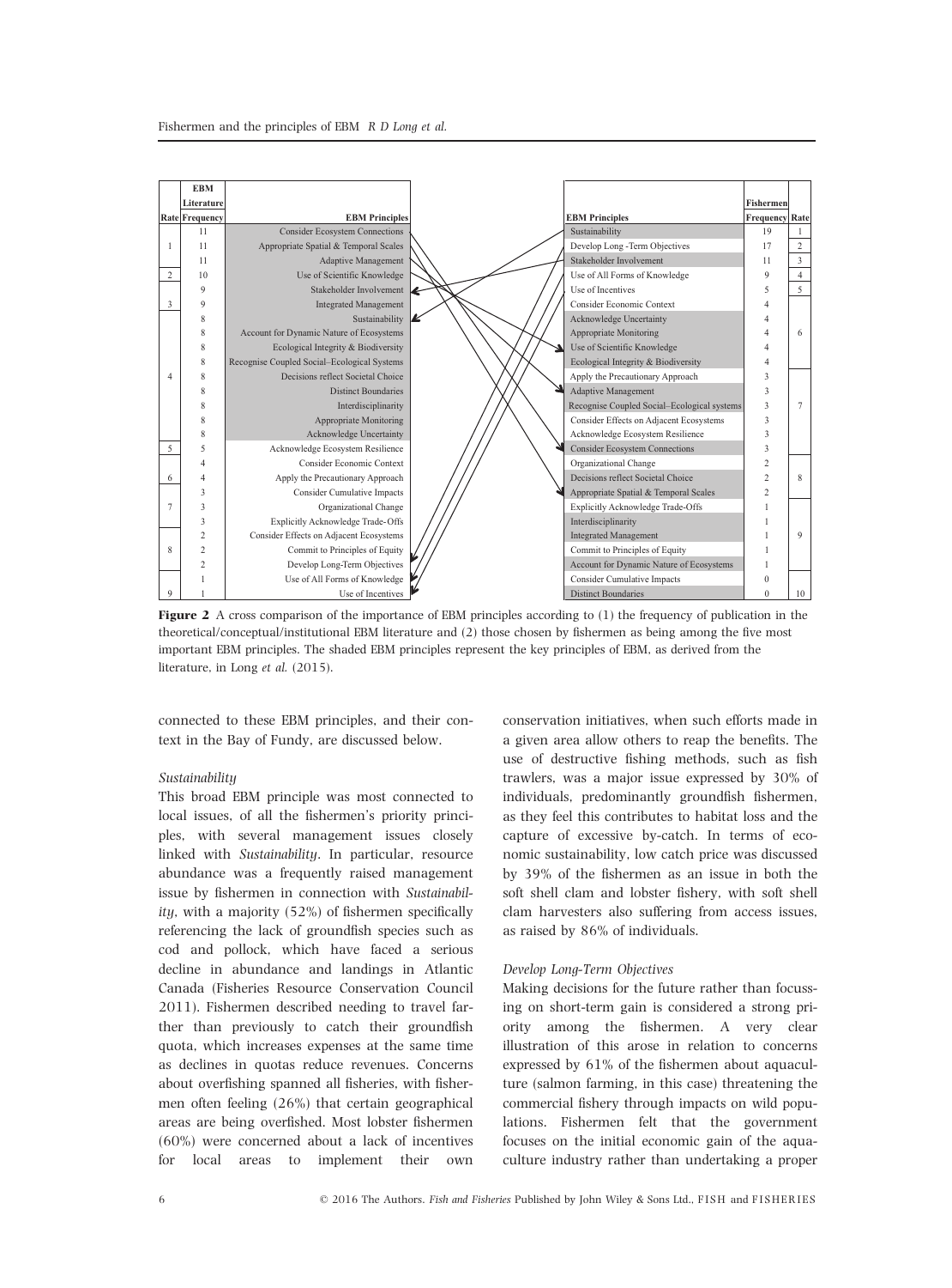| Rate | EBM Literature Frequency | EBM Principles |
|---|---|---|
| 1 | 11 | Consider Ecosystem Connections |
| | 11 | Appropriate Spatial & Temporal Scales |
| | 11 | Adaptive Management |
| 2 | 10 | Use of Scientific Knowledge |
| 3 | 9 | Stakeholder Involvement |
| | 9 | Integrated Management |
| 4 | 8 | Sustainability |
| | 8 | Account for Dynamic Nature of Ecosystems |
| | 8 | Ecological Integrity & Biodiversity |
| | 8 | Recognise Coupled Social–Ecological Systems |
| | 8 | Decisions reflect Societal Choice |
| | 8 | Distinct Boundaries |
| | 8 | Interdisciplinarity |
| | 8 | Appropriate Monitoring |
| | 8 | Acknowledge Uncertainty |
| 5 | 5 | Acknowledge Ecosystem Resilience |
| 6 | 4 | Consider Economic Context |
| | 4 | Apply the Precautionary Approach |
| 7 | 3 | Consider Cumulative Impacts |
| | 3 | Organizational Change |
| | 3 | Explicitly Acknowledge Trade-Offs |
| 8 | 2 | Consider Effects on Adjacent Ecosystems |
| | 2 | Commit to Principles of Equity |
| | 2 | Develop Long-Term Objectives |
| 9 | 1 | Use of All Forms of Knowledge |
| | 1 | Use of Incentives |

| EBM Principles | Fishermen Frequency | Rate |
|---|---|---|
| Sustainability | 19 | 1 |
| Develop Long -Term Objectives | 17 | 2 |
| Stakeholder Involvement | 11 | 3 |
| Use of All Forms of Knowledge | 9 | 4 |
| Use of Incentives | 5 | 5 |
| Consider Economic Context | 4 | 6 |
| Acknowledge Uncertainty | 4 | |
| Appropriate Monitoring | 4 | |
| Use of Scientific Knowledge | 4 | |
| Ecological Integrity & Biodiversity | 4 | |
| Apply the Precautionary Approach | 3 | 7 |
| Adaptive Management | 3 | |
| Recognise Coupled Social–Ecological systems | 3 | |
| Consider Effects on Adjacent Ecosystems | 3 | |
| Acknowledge Ecosystem Resilience | 3 | |
| Consider Ecosystem Connections | 3 | |
| Organizational Change | 2 | 8 |
| Decisions reflect Societal Choice | 2 | |
| Appropriate Spatial & Temporal Scales | 2 | |
| Explicitly Acknowledge Trade-Offs | 1 | 9 |
| Interdisciplinarity | 1 | |
| Integrated Management | 1 | |
| Commit to Principles of Equity | 1 | |
| Account for Dynamic Nature of Ecosystems | 1 | |
| Consider Cumulative Impacts | 0 | 10 |
| Distinct Boundaries | 0 | |

**Figure 2** A cross comparison of the importance of EBM principles according to (1) the frequency of publication in the theoretical/conceptual/institutional EBM literature and (2) those chosen by fishermen as being among the five most important EBM principles. The shaded EBM principles represent the key principles of EBM, as derived from the literature, in Long *et al.* (2015).

connected to these EBM principles, and their context in the Bay of Fundy, are discussed below.

*Sustainability*

This broad EBM principle was most connected to local issues, of all the fishermen's priority principles, with several management issues closely linked with *Sustainability*. In particular, resource abundance was a frequently raised management issue by fishermen in connection with *Sustainability*, with a majority (52%) of fishermen specifically referencing the lack of groundfish species such as cod and pollock, which have faced a serious decline in abundance and landings in Atlantic Canada (Fisheries Resource Conservation Council 2011). Fishermen described needing to travel farther than previously to catch their groundfish quota, which increases expenses at the same time as declines in quotas reduce revenues. Concerns about overfishing spanned all fisheries, with fishermen often feeling (26%) that certain geographical areas are being overfished. Most lobster fishermen (60%) were concerned about a lack of incentives for local areas to implement their own conservation initiatives, when such efforts made in a given area allow others to reap the benefits. The use of destructive fishing methods, such as fish trawlers, was a major issue expressed by 30% of individuals, predominantly groundfish fishermen, as they feel this contributes to habitat loss and the capture of excessive by-catch. In terms of economic sustainability, low catch price was discussed by 39% of the fishermen as an issue in both the soft shell clam and lobster fishery, with soft shell clam harvesters also suffering from access issues, as raised by 86% of individuals.

*Develop Long-Term Objectives*

Making decisions for the future rather than focussing on short-term gain is considered a strong priority among the fishermen. A very clear illustration of this arose in relation to concerns expressed by 61% of the fishermen about aquaculture (salmon farming, in this case) threatening the commercial fishery through impacts on wild populations. Fishermen felt that the government focuses on the initial economic gain of the aquaculture industry rather than undertaking a proper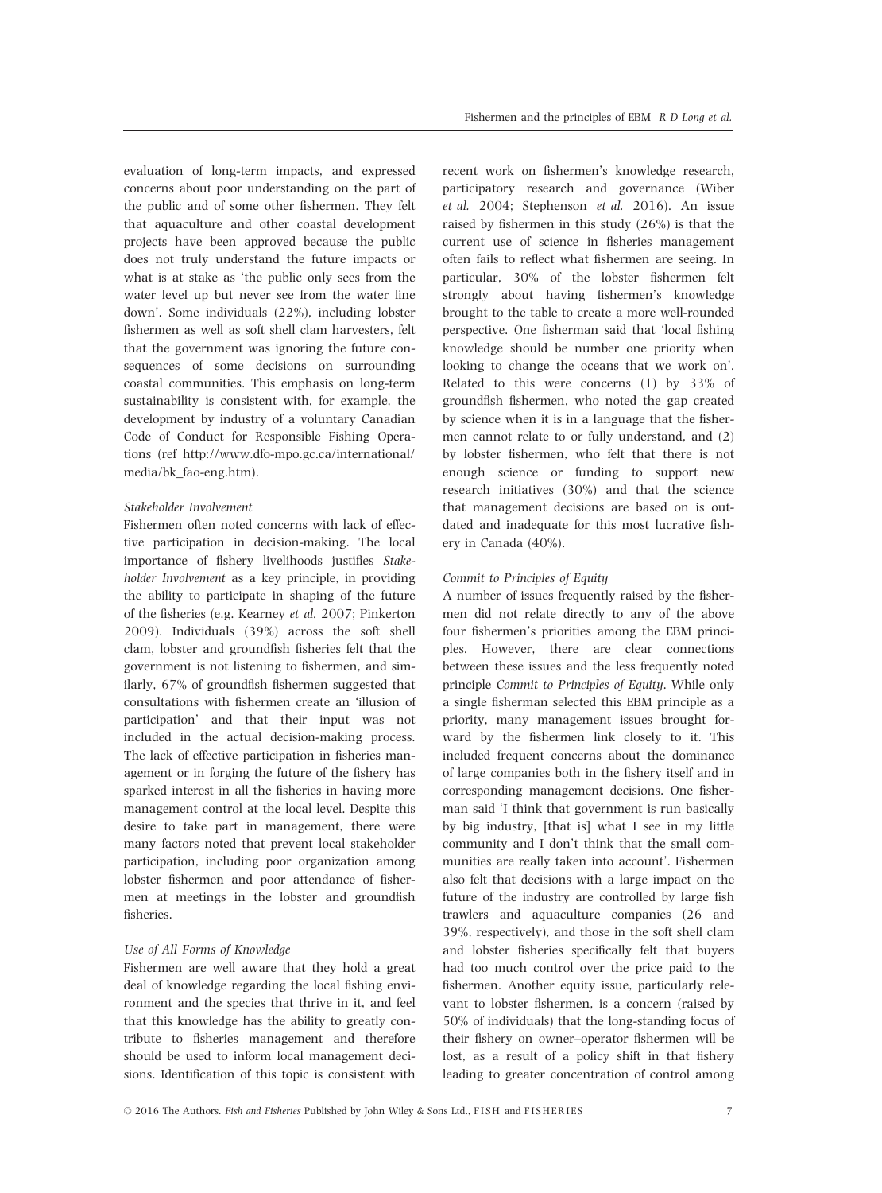evaluation of long-term impacts, and expressed concerns about poor understanding on the part of the public and of some other fishermen. They felt that aquaculture and other coastal development projects have been approved because the public does not truly understand the future impacts or what is at stake as 'the public only sees from the water level up but never see from the water line down'. Some individuals (22%), including lobster fishermen as well as soft shell clam harvesters, felt that the government was ignoring the future consequences of some decisions on surrounding coastal communities. This emphasis on long-term sustainability is consistent with, for example, the development by industry of a voluntary Canadian Code of Conduct for Responsible Fishing Operations (ref http://www.dfo-mpo.gc.ca/international/media/bk_fao-eng.htm).

#### *Stakeholder Involvement*

Fishermen often noted concerns with lack of effective participation in decision-making. The local importance of fishery livelihoods justifies *Stakeholder Involvement* as a key principle, in providing the ability to participate in shaping of the future of the fisheries (e.g. Kearney *et al.* 2007; Pinkerton 2009). Individuals (39%) across the soft shell clam, lobster and groundfish fisheries felt that the government is not listening to fishermen, and similarly, 67% of groundfish fishermen suggested that consultations with fishermen create an 'illusion of participation' and that their input was not included in the actual decision-making process. The lack of effective participation in fisheries management or in forging the future of the fishery has sparked interest in all the fisheries in having more management control at the local level. Despite this desire to take part in management, there were many factors noted that prevent local stakeholder participation, including poor organization among lobster fishermen and poor attendance of fishermen at meetings in the lobster and groundfish fisheries.

#### *Use of All Forms of Knowledge*

Fishermen are well aware that they hold a great deal of knowledge regarding the local fishing environment and the species that thrive in it, and feel that this knowledge has the ability to greatly contribute to fisheries management and therefore should be used to inform local management decisions. Identification of this topic is consistent with recent work on fishermen's knowledge research, participatory research and governance (Wiber *et al.* 2004; Stephenson *et al.* 2016). An issue raised by fishermen in this study (26%) is that the current use of science in fisheries management often fails to reflect what fishermen are seeing. In particular, 30% of the lobster fishermen felt strongly about having fishermen's knowledge brought to the table to create a more well-rounded perspective. One fisherman said that 'local fishing knowledge should be number one priority when looking to change the oceans that we work on'. Related to this were concerns (1) by 33% of groundfish fishermen, who noted the gap created by science when it is in a language that the fishermen cannot relate to or fully understand, and (2) by lobster fishermen, who felt that there is not enough science or funding to support new research initiatives (30%) and that the science that management decisions are based on is outdated and inadequate for this most lucrative fishery in Canada (40%).

#### *Commit to Principles of Equity*

A number of issues frequently raised by the fishermen did not relate directly to any of the above four fishermen's priorities among the EBM principles. However, there are clear connections between these issues and the less frequently noted principle *Commit to Principles of Equity*. While only a single fisherman selected this EBM principle as a priority, many management issues brought forward by the fishermen link closely to it. This included frequent concerns about the dominance of large companies both in the fishery itself and in corresponding management decisions. One fisherman said 'I think that government is run basically by big industry, [that is] what I see in my little community and I don't think that the small communities are really taken into account'. Fishermen also felt that decisions with a large impact on the future of the industry are controlled by large fish trawlers and aquaculture companies (26 and 39%, respectively), and those in the soft shell clam and lobster fisheries specifically felt that buyers had too much control over the price paid to the fishermen. Another equity issue, particularly relevant to lobster fishermen, is a concern (raised by 50% of individuals) that the long-standing focus of their fishery on owner–operator fishermen will be lost, as a result of a policy shift in that fishery leading to greater concentration of control among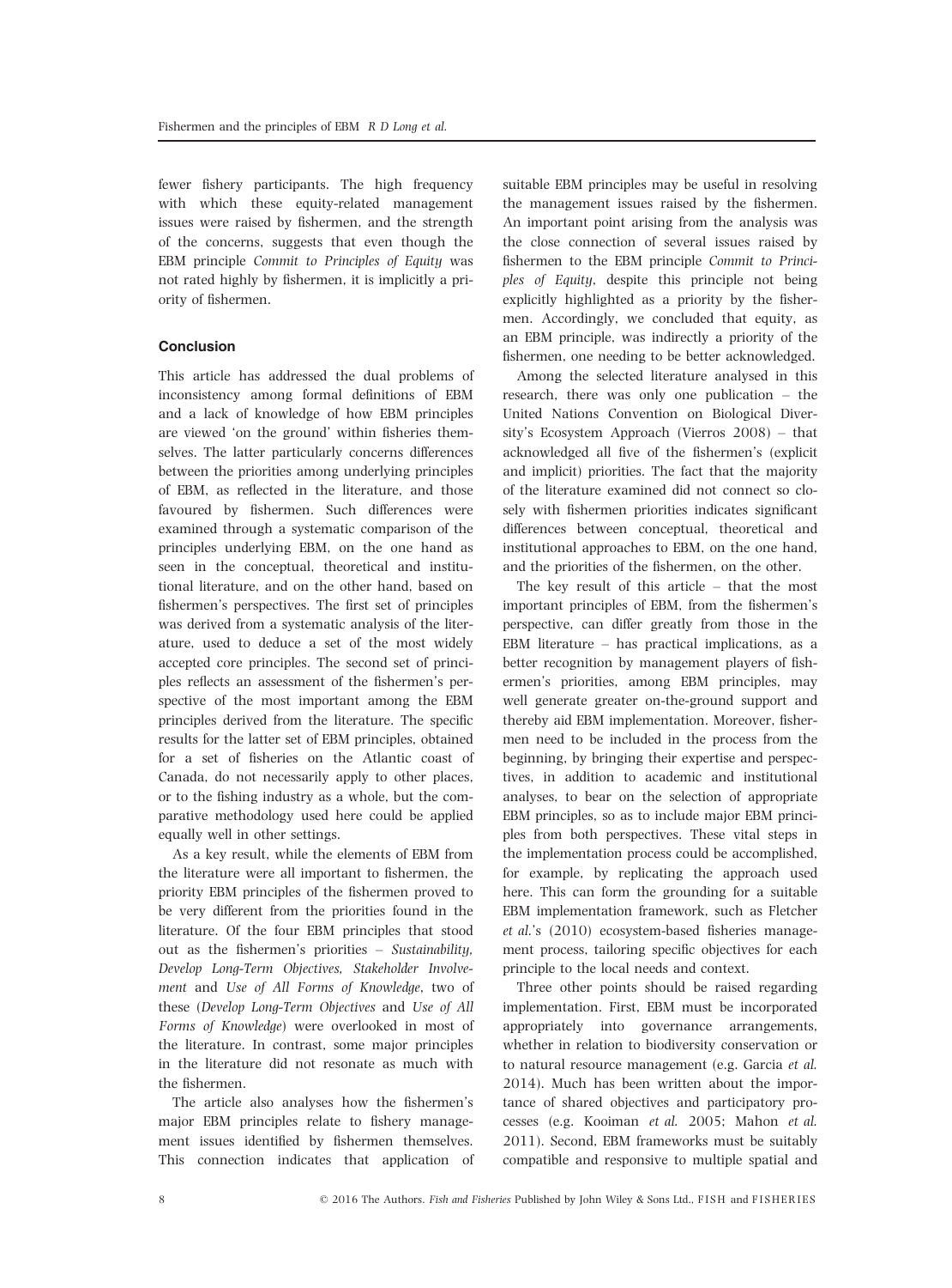fewer fishery participants. The high frequency with which these equity-related management issues were raised by fishermen, and the strength of the concerns, suggests that even though the EBM principle *Commit to Principles of Equity* was not rated highly by fishermen, it is implicitly a priority of fishermen.

## Conclusion

This article has addressed the dual problems of inconsistency among formal definitions of EBM and a lack of knowledge of how EBM principles are viewed 'on the ground' within fisheries themselves. The latter particularly concerns differences between the priorities among underlying principles of EBM, as reflected in the literature, and those favoured by fishermen. Such differences were examined through a systematic comparison of the principles underlying EBM, on the one hand as seen in the conceptual, theoretical and institutional literature, and on the other hand, based on fishermen's perspectives. The first set of principles was derived from a systematic analysis of the literature, used to deduce a set of the most widely accepted core principles. The second set of principles reflects an assessment of the fishermen's perspective of the most important among the EBM principles derived from the literature. The specific results for the latter set of EBM principles, obtained for a set of fisheries on the Atlantic coast of Canada, do not necessarily apply to other places, or to the fishing industry as a whole, but the comparative methodology used here could be applied equally well in other settings.

As a key result, while the elements of EBM from the literature were all important to fishermen, the priority EBM principles of the fishermen proved to be very different from the priorities found in the literature. Of the four EBM principles that stood out as the fishermen's priorities – *Sustainability, Develop Long-Term Objectives, Stakeholder Involvement* and *Use of All Forms of Knowledge*, two of these (*Develop Long-Term Objectives* and *Use of All Forms of Knowledge*) were overlooked in most of the literature. In contrast, some major principles in the literature did not resonate as much with the fishermen.

The article also analyses how the fishermen's major EBM principles relate to fishery management issues identified by fishermen themselves. This connection indicates that application of suitable EBM principles may be useful in resolving the management issues raised by the fishermen. An important point arising from the analysis was the close connection of several issues raised by fishermen to the EBM principle *Commit to Principles of Equity*, despite this principle not being explicitly highlighted as a priority by the fishermen. Accordingly, we concluded that equity, as an EBM principle, was indirectly a priority of the fishermen, one needing to be better acknowledged.

Among the selected literature analysed in this research, there was only one publication – the United Nations Convention on Biological Diversity's Ecosystem Approach (Vierros 2008) – that acknowledged all five of the fishermen's (explicit and implicit) priorities. The fact that the majority of the literature examined did not connect so closely with fishermen priorities indicates significant differences between conceptual, theoretical and institutional approaches to EBM, on the one hand, and the priorities of the fishermen, on the other.

The key result of this article – that the most important principles of EBM, from the fishermen's perspective, can differ greatly from those in the EBM literature – has practical implications, as a better recognition by management players of fishermen's priorities, among EBM principles, may well generate greater on-the-ground support and thereby aid EBM implementation. Moreover, fishermen need to be included in the process from the beginning, by bringing their expertise and perspectives, in addition to academic and institutional analyses, to bear on the selection of appropriate EBM principles, so as to include major EBM principles from both perspectives. These vital steps in the implementation process could be accomplished, for example, by replicating the approach used here. This can form the grounding for a suitable EBM implementation framework, such as Fletcher *et al.*'s (2010) ecosystem-based fisheries management process, tailoring specific objectives for each principle to the local needs and context.

Three other points should be raised regarding implementation. First, EBM must be incorporated appropriately into governance arrangements, whether in relation to biodiversity conservation or to natural resource management (e.g. Garcia *et al.* 2014). Much has been written about the importance of shared objectives and participatory processes (e.g. Kooiman *et al.* 2005; Mahon *et al.* 2011). Second, EBM frameworks must be suitably compatible and responsive to multiple spatial and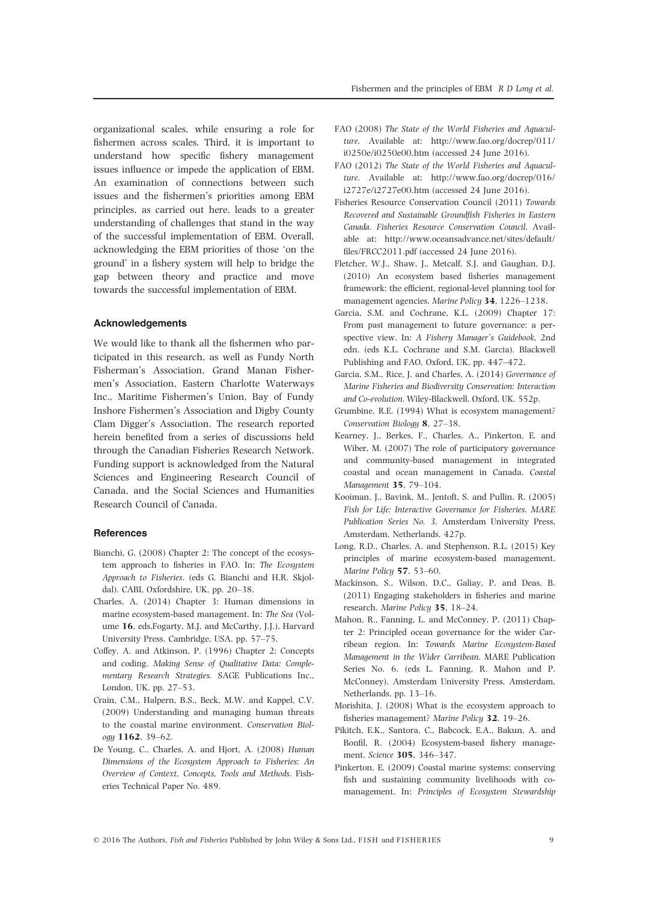organizational scales, while ensuring a role for fishermen across scales. Third, it is important to understand how specific fishery management issues influence or impede the application of EBM. An examination of connections between such issues and the fishermen's priorities among EBM principles, as carried out here, leads to a greater understanding of challenges that stand in the way of the successful implementation of EBM. Overall, acknowledging the EBM priorities of those 'on the ground' in a fishery system will help to bridge the gap between theory and practice and move towards the successful implementation of EBM.

## Acknowledgements

We would like to thank all the fishermen who participated in this research, as well as Fundy North Fisherman's Association, Grand Manan Fishermen's Association, Eastern Charlotte Waterways Inc., Maritime Fishermen's Union, Bay of Fundy Inshore Fishermen's Association and Digby County Clam Digger's Association. The research reported herein benefited from a series of discussions held through the Canadian Fisheries Research Network. Funding support is acknowledged from the Natural Sciences and Engineering Research Council of Canada, and the Social Sciences and Humanities Research Council of Canada.

## References

Bianchi, G. (2008) Chapter 2: The concept of the ecosystem approach to fisheries in FAO. In: *The Ecosystem Approach to Fisheries*. (eds G. Bianchi and H.R. Skjoldal). CABI, Oxfordshire, UK, pp. 20–38.

Charles, A. (2014) Chapter 3: Human dimensions in marine ecosystem-based management. In: *The Sea* (Volume **16**, eds.Fogarty, M.J. and McCarthy, J.J.), Harvard University Press. Cambridge, USA, pp. 57–75.

Coffey, A. and Atkinson, P. (1996) Chapter 2: Concepts and coding. *Making Sense of Qualitative Data: Complementary Research Strategies*. SAGE Publications Inc., London, UK, pp. 27–53.

Crain, C.M., Halpern, B.S., Beck, M.W. and Kappel, C.V. (2009) Understanding and managing human threats to the coastal marine environment. *Conservation Biology* **1162**, 39–62.

De Young, C., Charles, A. and Hjort, A. (2008) *Human Dimensions of the Ecosystem Approach to Fisheries: An Overview of Context, Concepts, Tools and Methods*. Fisheries Technical Paper No. 489.

FAO (2008) *The State of the World Fisheries and Aquaculture*. Available at: http://www.fao.org/docrep/011/i0250e/i0250e00.htm (accessed 24 June 2016).

FAO (2012) *The State of the World Fisheries and Aquaculture*. Available at: http://www.fao.org/docrep/016/i2727e/i2727e00.htm (accessed 24 June 2016).

Fisheries Resource Conservation Council (2011) *Towards Recovered and Sustainable Groundfish Fisheries in Eastern Canada. Fisheries Resource Conservation Council*. Available at: http://www.oceansadvance.net/sites/default/files/FRCC2011.pdf (accessed 24 June 2016).

Fletcher, W.J., Shaw, J., Metcalf, S.J. and Gaughan, D.J. (2010) An ecosystem based fisheries management framework: the efficient, regional-level planning tool for management agencies. *Marine Policy* **34**, 1226–1238.

Garcia, S.M. and Cochrane, K.L. (2009) Chapter 17: From past management to future governance: a perspective view. In: *A Fishery Manager's Guidebook*, 2nd edn. (eds K.L. Cochrane and S.M. Garcia). Blackwell Publishing and FAO, Oxford, UK, pp. 447–472.

Garcia, S.M., Rice, J. and Charles, A. (2014) *Governance of Marine Fisheries and Biodiversity Conservation: Interaction and Co-evolution*. Wiley-Blackwell, Oxford, UK. 552p.

Grumbine, R.E. (1994) What is ecosystem management? *Conservation Biology* **8**, 27–38.

Kearney, J., Berkes, F., Charles, A., Pinkerton, E. and Wiber, M. (2007) The role of participatory governance and community-based management in integrated coastal and ocean management in Canada. *Coastal Management* **35**, 79–104.

Kooiman, J., Bavink, M., Jentoft, S. and Pullin, R. (2005) *Fish for Life: Interactive Governance for Fisheries. MARE Publication Series No. 3*. Amsterdam University Press, Amsterdam, Netherlands. 427p.

Long, R.D., Charles, A. and Stephenson, R.L. (2015) Key principles of marine ecosystem-based management. *Marine Policy* **57**, 53–60.

Mackinson, S., Wilson, D.C., Galiay, P. and Deas, B. (2011) Engaging stakeholders in fisheries and marine research. *Marine Policy* **35**, 18–24.

Mahon, R., Fanning, L. and McConney, P. (2011) Chapter 2: Principled ocean governance for the wider Carribean region. In: *Towards Marine Ecosystem-Based Management in the Wider Carribean*. MARE Publication Series No. 6. (eds L. Fanning, R. Mahon and P. McConney). Amsterdam University Press. Amsterdam, Netherlands, pp. 13–16.

Morishita, J. (2008) What is the ecosystem approach to fisheries management? *Marine Policy* **32**, 19–26.

Pikitch, E.K., Santora, C., Babcock, E.A., Bakun, A. and Bonfil, R. (2004) Ecosystem-based fishery management. *Science* **305**, 346–347.

Pinkerton, E. (2009) Coastal marine systems: conserving fish and sustaining community livelihoods with co-management. In: *Principles of Ecosystem Stewardship*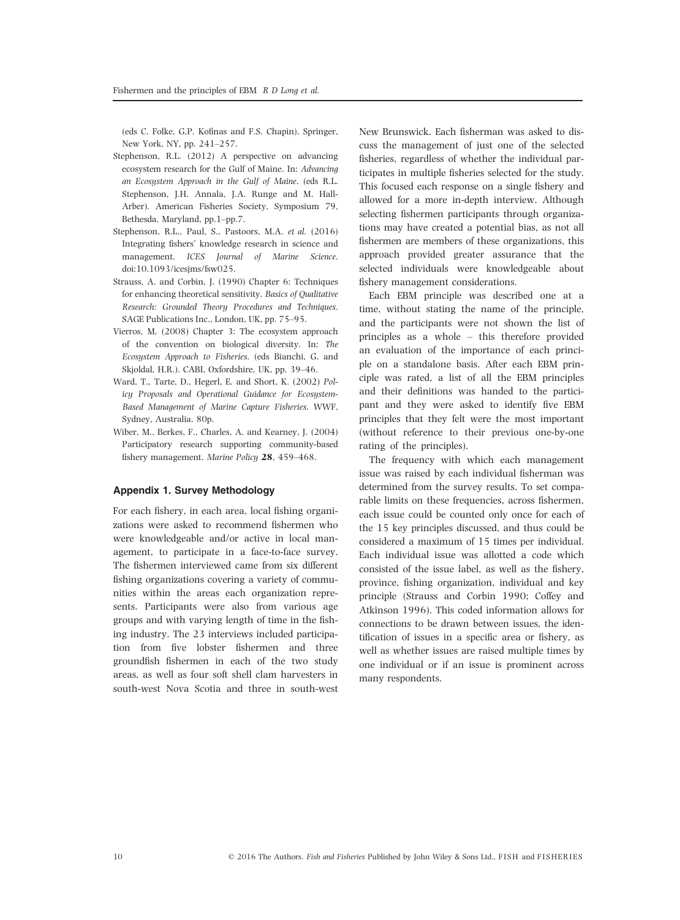(eds C. Folke, G.P. Kofinas and F.S. Chapin). Springer, New York, NY, pp. 241–257.

Stephenson, R.L. (2012) A perspective on advancing ecosystem research for the Gulf of Maine. In: *Advancing an Ecosystem Approach in the Gulf of Maine*. (eds R.L. Stephenson, J.H. Annala, J.A. Runge and M. Hall-Arber). American Fisheries Society, Symposium 79, Bethesda, Maryland, pp.1–pp.7.

Stephenson, R.L., Paul, S., Pastoors, M.A. *et al.* (2016) Integrating fishers' knowledge research in science and management. *ICES Journal of Marine Science*. doi:10.1093/icesjms/fsw025.

Strauss, A. and Corbin, J. (1990) Chapter 6: Techniques for enhancing theoretical sensitivity. *Basics of Qualitative Research: Grounded Theory Procedures and Techniques*. SAGE Publications Inc., London, UK, pp. 75–95.

Vierros, M. (2008) Chapter 3: The ecosystem approach of the convention on biological diversity. In: *The Ecosystem Approach to Fisheries*. (eds Bianchi, G. and Skjoldal, H.R.). CABI, Oxfordshire, UK, pp. 39–46.

Ward, T., Tarte, D., Hegerl, E. and Short, K. (2002) *Policy Proposals and Operational Guidance for Ecosystem-Based Management of Marine Capture Fisheries*. WWF, Sydney, Australia. 80p.

Wiber, M., Berkes, F., Charles, A. and Kearney, J. (2004) Participatory research supporting community-based fishery management. *Marine Policy* **28**, 459–468.

## Appendix 1. Survey Methodology

For each fishery, in each area, local fishing organizations were asked to recommend fishermen who were knowledgeable and/or active in local management, to participate in a face-to-face survey. The fishermen interviewed came from six different fishing organizations covering a variety of communities within the areas each organization represents. Participants were also from various age groups and with varying length of time in the fishing industry. The 23 interviews included participation from five lobster fishermen and three groundfish fishermen in each of the two study areas, as well as four soft shell clam harvesters in south-west Nova Scotia and three in south-west New Brunswick. Each fisherman was asked to discuss the management of just one of the selected fisheries, regardless of whether the individual participates in multiple fisheries selected for the study. This focused each response on a single fishery and allowed for a more in-depth interview. Although selecting fishermen participants through organizations may have created a potential bias, as not all fishermen are members of these organizations, this approach provided greater assurance that the selected individuals were knowledgeable about fishery management considerations.

Each EBM principle was described one at a time, without stating the name of the principle, and the participants were not shown the list of principles as a whole – this therefore provided an evaluation of the importance of each principle on a standalone basis. After each EBM principle was rated, a list of all the EBM principles and their definitions was handed to the participant and they were asked to identify five EBM principles that they felt were the most important (without reference to their previous one-by-one rating of the principles).

The frequency with which each management issue was raised by each individual fisherman was determined from the survey results. To set comparable limits on these frequencies, across fishermen, each issue could be counted only once for each of the 15 key principles discussed, and thus could be considered a maximum of 15 times per individual. Each individual issue was allotted a code which consisted of the issue label, as well as the fishery, province, fishing organization, individual and key principle (Strauss and Corbin 1990; Coffey and Atkinson 1996). This coded information allows for connections to be drawn between issues, the identification of issues in a specific area or fishery, as well as whether issues are raised multiple times by one individual or if an issue is prominent across many respondents.